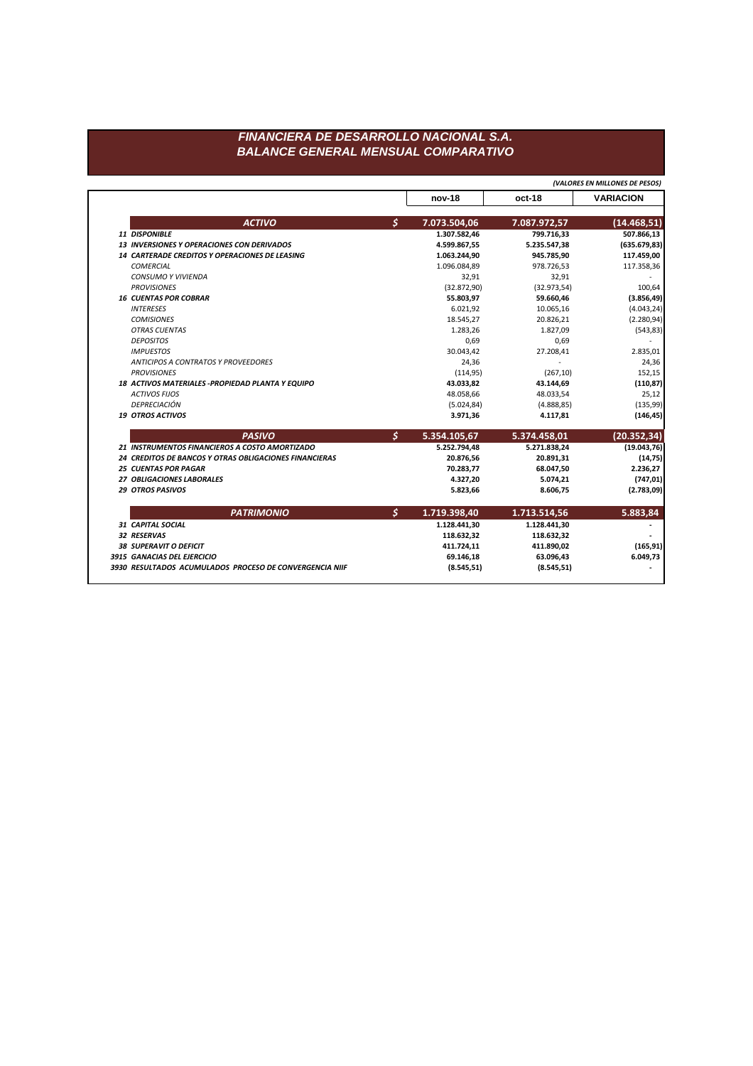# FINANCIERA DE DESARROLLO NACIONAL S.A.
## BALANCE GENERAL MENSUAL COMPARATIVO

*(VALORES EN MILLONES DE PESOS)*

| | | nov-18 | oct-18 | VARIACION |
|---|---|---|---|---|
| **ACTIVO** | $ | **7.073.504,06** | **7.087.972,57** | **(14.468,51)** |
| **11 DISPONIBLE** | | **1.307.582,46** | **799.716,33** | **507.866,13** |
| **13 INVERSIONES Y OPERACIONES CON DERIVADOS** | | **4.599.867,55** | **5.235.547,38** | **(635.679,83)** |
| **14 CARTERADE CREDITOS Y OPERACIONES DE LEASING** | | **1.063.244,90** | **945.785,90** | **117.459,00** |
| *COMERCIAL* | | 1.096.084,89 | 978.726,53 | 117.358,36 |
| *CONSUMO Y VIVIENDA* | | 32,91 | 32,91 | - |
| *PROVISIONES* | | (32.872,90) | (32.973,54) | 100,64 |
| **16 CUENTAS POR COBRAR** | | **55.803,97** | **59.660,46** | **(3.856,49)** |
| *INTERESES* | | 6.021,92 | 10.065,16 | (4.043,24) |
| *COMISIONES* | | 18.545,27 | 20.826,21 | (2.280,94) |
| *OTRAS CUENTAS* | | 1.283,26 | 1.827,09 | (543,83) |
| *DEPOSITOS* | | 0,69 | 0,69 | - |
| *IMPUESTOS* | | 30.043,42 | 27.208,41 | 2.835,01 |
| *ANTICIPOS A CONTRATOS Y PROVEEDORES* | | 24,36 | - | 24,36 |
| *PROVISIONES* | | (114,95) | (267,10) | 152,15 |
| **18 ACTIVOS MATERIALES -PROPIEDAD PLANTA Y EQUIPO** | | **43.033,82** | **43.144,69** | **(110,87)** |
| *ACTIVOS FIJOS* | | 48.058,66 | 48.033,54 | 25,12 |
| *DEPRECIACIÓN* | | (5.024,84) | (4.888,85) | (135,99) |
| **19 OTROS ACTIVOS** | | **3.971,36** | **4.117,81** | **(146,45)** |
| **PASIVO** | $ | **5.354.105,67** | **5.374.458,01** | **(20.352,34)** |
| **21 INSTRUMENTOS FINANCIEROS A COSTO AMORTIZADO** | | **5.252.794,48** | **5.271.838,24** | **(19.043,76)** |
| **24 CREDITOS DE BANCOS Y OTRAS OBLIGACIONES FINANCIERAS** | | **20.876,56** | **20.891,31** | **(14,75)** |
| **25 CUENTAS POR PAGAR** | | **70.283,77** | **68.047,50** | **2.236,27** |
| **27 OBLIGACIONES LABORALES** | | **4.327,20** | **5.074,21** | **(747,01)** |
| **29 OTROS PASIVOS** | | **5.823,66** | **8.606,75** | **(2.783,09)** |
| **PATRIMONIO** | $ | **1.719.398,40** | **1.713.514,56** | **5.883,84** |
| **31 CAPITAL SOCIAL** | | **1.128.441,30** | **1.128.441,30** | **-** |
| **32 RESERVAS** | | **118.632,32** | **118.632,32** | **-** |
| **38 SUPERAVIT O DEFICIT** | | **411.724,11** | **411.890,02** | **(165,91)** |
| **3915 GANACIAS DEL EJERCICIO** | | **69.146,18** | **63.096,43** | **6.049,73** |
| **3930 RESULTADOS ACUMULADOS PROCESO DE CONVERGENCIA NIIF** | | **(8.545,51)** | **(8.545,51)** | **-** |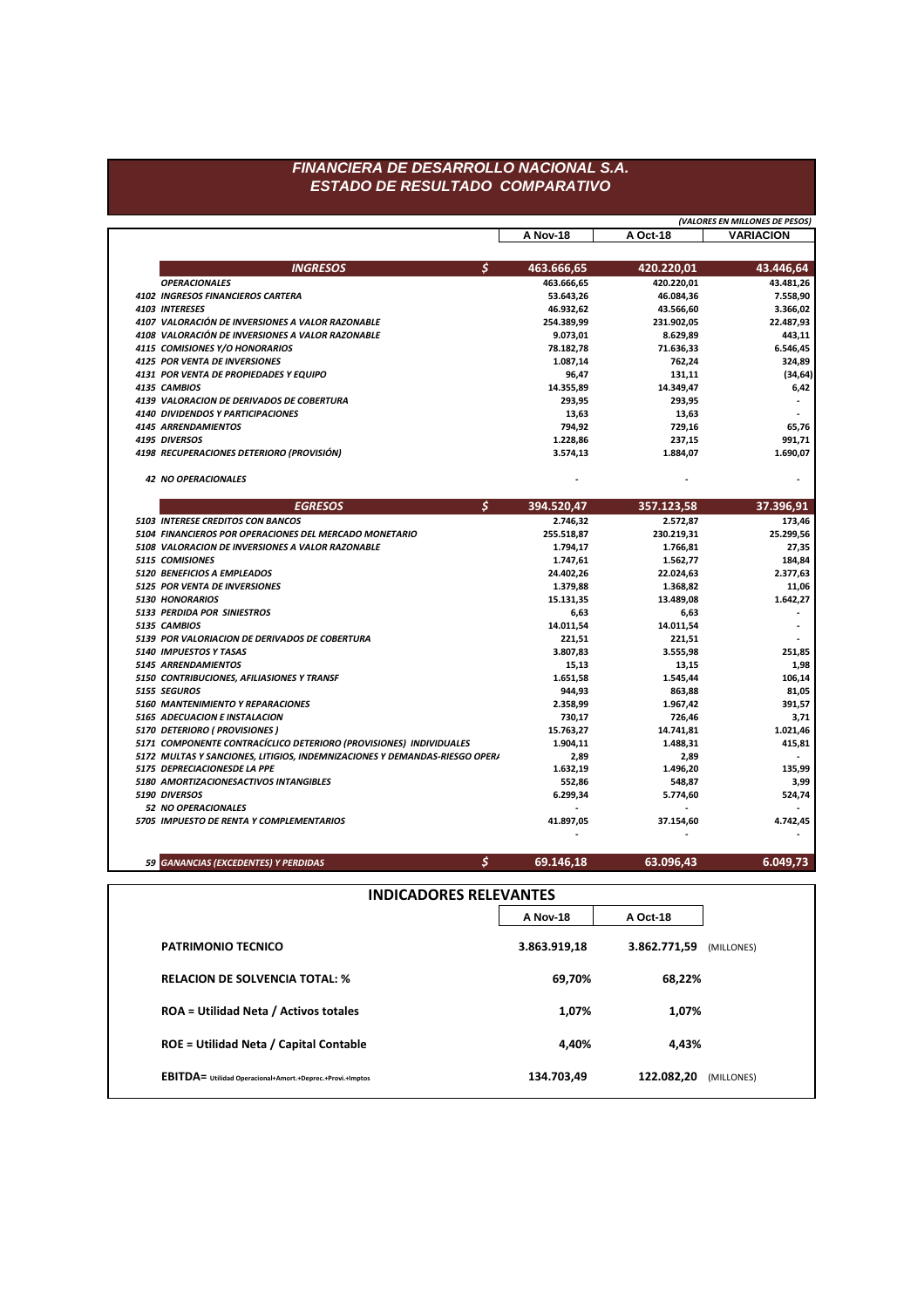# FINANCIERA DE DESARROLLO NACIONAL S.A.
## ESTADO DE RESULTADO COMPARATIVO

*(VALORES EN MILLONES DE PESOS)*

| | | A Nov-18 | A Oct-18 | VARIACION |
|---|---|---|---|---|
| **INGRESOS** | **$** | **463.666,65** | **420.220,01** | **43.446,64** |
| *OPERACIONALES* | | 463.666,65 | 420.220,01 | 43.481,26 |
| *4102 INGRESOS FINANCIEROS CARTERA* | | 53.643,26 | 46.084,36 | 7.558,90 |
| *4103 INTERESES* | | 46.932,62 | 43.566,60 | 3.366,02 |
| *4107 VALORACIÓN DE INVERSIONES A VALOR RAZONABLE* | | 254.389,99 | 231.902,05 | 22.487,93 |
| *4108 VALORACIÓN DE INVERSIONES A VALOR RAZONABLE* | | 9.073,01 | 8.629,89 | 443,11 |
| *4115 COMISIONES Y/O HONORARIOS* | | 78.182,78 | 71.636,33 | 6.546,45 |
| *4125 POR VENTA DE INVERSIONES* | | 1.087,14 | 762,24 | 324,89 |
| *4131 POR VENTA DE PROPIEDADES Y EQUIPO* | | 96,47 | 131,11 | (34,64) |
| *4135 CAMBIOS* | | 14.355,89 | 14.349,47 | 6,42 |
| *4139 VALORACION DE DERIVADOS DE COBERTURA* | | 293,95 | 293,95 | - |
| *4140 DIVIDENDOS Y PARTICIPACIONES* | | 13,63 | 13,63 | - |
| *4145 ARRENDAMIENTOS* | | 794,92 | 729,16 | 65,76 |
| *4195 DIVERSOS* | | 1.228,86 | 237,15 | 991,71 |
| *4198 RECUPERACIONES DETERIORO (PROVISIÓN)* | | 3.574,13 | 1.884,07 | 1.690,07 |
| *42 NO OPERACIONALES* | | - | - | - |
| **EGRESOS** | **$** | **394.520,47** | **357.123,58** | **37.396,91** |
| *5103 INTERESE CREDITOS CON BANCOS* | | 2.746,32 | 2.572,87 | 173,46 |
| *5104 FINANCIEROS POR OPERACIONES DEL MERCADO MONETARIO* | | 255.518,87 | 230.219,31 | 25.299,56 |
| *5108 VALORACION DE INVERSIONES A VALOR RAZONABLE* | | 1.794,17 | 1.766,81 | 27,35 |
| *5115 COMISIONES* | | 1.747,61 | 1.562,77 | 184,84 |
| *5120 BENEFICIOS A EMPLEADOS* | | 24.402,26 | 22.024,63 | 2.377,63 |
| *5125 POR VENTA DE INVERSIONES* | | 1.379,88 | 1.368,82 | 11,06 |
| *5130 HONORARIOS* | | 15.131,35 | 13.489,08 | 1.642,27 |
| *5133 PERDIDA POR SINIESTROS* | | 6,63 | 6,63 | - |
| *5135 CAMBIOS* | | 14.011,54 | 14.011,54 | - |
| *5139 POR VALORIACION DE DERIVADOS DE COBERTURA* | | 221,51 | 221,51 | - |
| *5140 IMPUESTOS Y TASAS* | | 3.807,83 | 3.555,98 | 251,85 |
| *5145 ARRENDAMIENTOS* | | 15,13 | 13,15 | 1,98 |
| *5150 CONTRIBUCIONES, AFILIASIONES Y TRANSF* | | 1.651,58 | 1.545,44 | 106,14 |
| *5155 SEGUROS* | | 944,93 | 863,88 | 81,05 |
| *5160 MANTENIMIENTO Y REPARACIONES* | | 2.358,99 | 1.967,42 | 391,57 |
| *5165 ADECUACION E INSTALACION* | | 730,17 | 726,46 | 3,71 |
| *5170 DETERIORO ( PROVISIONES )* | | 15.763,27 | 14.741,81 | 1.021,46 |
| *5171 COMPONENTE CONTRACÍCLICO DETERIORO (PROVISIONES) INDIVIDUALES* | | 1.904,11 | 1.488,31 | 415,81 |
| *5172 MULTAS Y SANCIONES, LITIGIOS, INDEMNIZACIONES Y DEMANDAS-RIESGO OPER/* | | 2,89 | 2,89 | - |
| *5175 DEPRECIACIONESDE LA PPE* | | 1.632,19 | 1.496,20 | 135,99 |
| *5180 AMORTIZACIONESACTIVOS INTANGIBLES* | | 552,86 | 548,87 | 3,99 |
| *5190 DIVERSOS* | | 6.299,34 | 5.774,60 | 524,74 |
| *52 NO OPERACIONALES* | | - | - | - |
| *5705 IMPUESTO DE RENTA Y COMPLEMENTARIOS* | | 41.897,05 | 37.154,60 | 4.742,45 |
| | | - | - | - |
| ***59 GANANCIAS (EXCEDENTES) Y PERDIDAS*** | **$** | **69.146,18** | **63.096,43** | **6.049,73** |

## INDICADORES RELEVANTES

| | A Nov-18 | A Oct-18 | |
|---|---|---|---|
| **PATRIMONIO TECNICO** | **3.863.919,18** | **3.862.771,59** | (MILLONES) |
| **RELACION DE SOLVENCIA TOTAL: %** | **69,70%** | **68,22%** | |
| **ROA = Utilidad Neta / Activos totales** | **1,07%** | **1,07%** | |
| **ROE = Utilidad Neta / Capital Contable** | **4,40%** | **4,43%** | |
| **EBITDA=** Utilidad Operacional+Amort.+Deprec.+Provi.+Imptos | **134.703,49** | **122.082,20** | (MILLONES) |